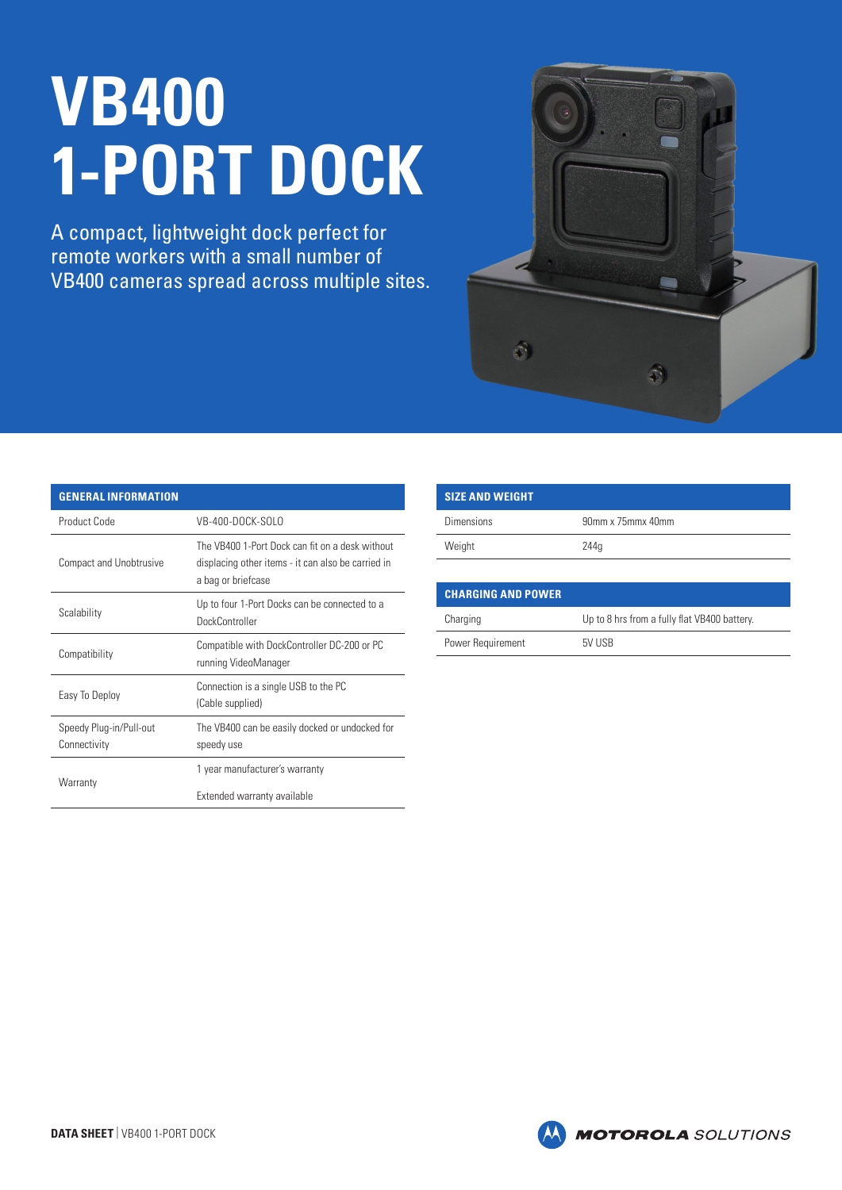# VB400 1-PORT DOCK

A compact, lightweight dock perfect for remote workers with a small number of VB400 cameras spread across multiple sites.

| GENERAL INFORMATION | |
|---|---|
| Product Code | VB-400-DOCK-SOLO |
| Compact and Unobtrusive | The VB400 1-Port Dock can fit on a desk without displacing other items - it can also be carried in a bag or briefcase |
| Scalability | Up to four 1-Port Docks can be connected to a DockController |
| Compatibility | Compatible with DockController DC-200 or PC running VideoManager |
| Easy To Deploy | Connection is a single USB to the PC (Cable supplied) |
| Speedy Plug-in/Pull-out Connectivity | The VB400 can be easily docked or undocked for speedy use |
| Warranty | 1 year manufacturer's warranty<br>Extended warranty available |

| SIZE AND WEIGHT | |
|---|---|
| Dimensions | 90mm x 75mmx 40mm |
| Weight | 244g |

| CHARGING AND POWER | |
|---|---|
| Charging | Up to 8 hrs from a fully flat VB400 battery. |
| Power Requirement | 5V USB |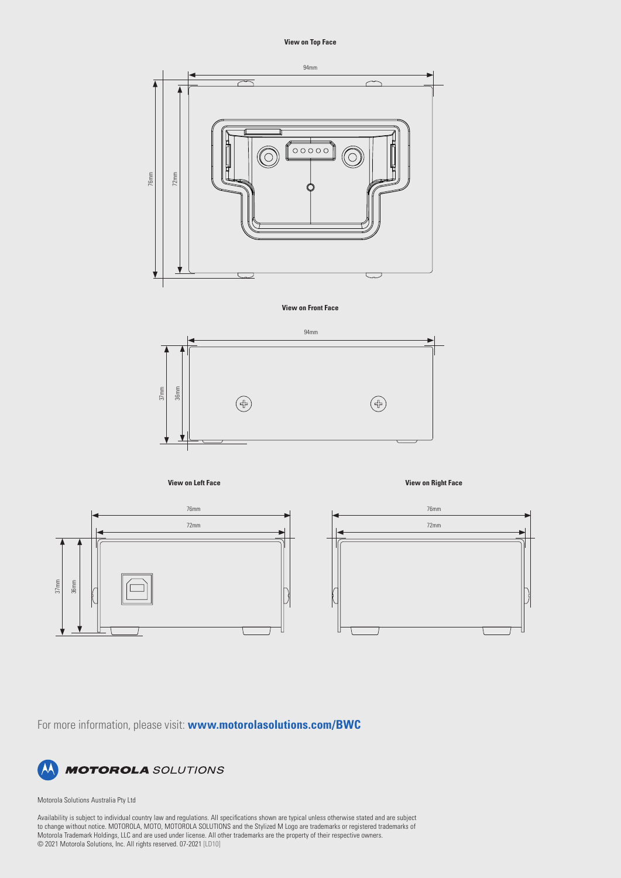**View on Top Face**

94mm

76mm

72mm

**View on Front Face**

94mm

37mm

36mm

**View on Left Face**

76mm

72mm

37mm

36mm

**View on Right Face**

76mm

72mm

For more information, please visit: **www.motorolasolutions.com/BWC**

MOTOROLA SOLUTIONS

Motorola Solutions Australia Pty Ltd

Availability is subject to individual country law and regulations. All specifications shown are typical unless otherwise stated and are subject to change without notice. MOTOROLA, MOTO, MOTOROLA SOLUTIONS and the Stylized M Logo are trademarks or registered trademarks of Motorola Trademark Holdings, LLC and are used under license. All other trademarks are the property of their respective owners.
© 2021 Motorola Solutions, Inc. All rights reserved. 07-2021 [LD10]